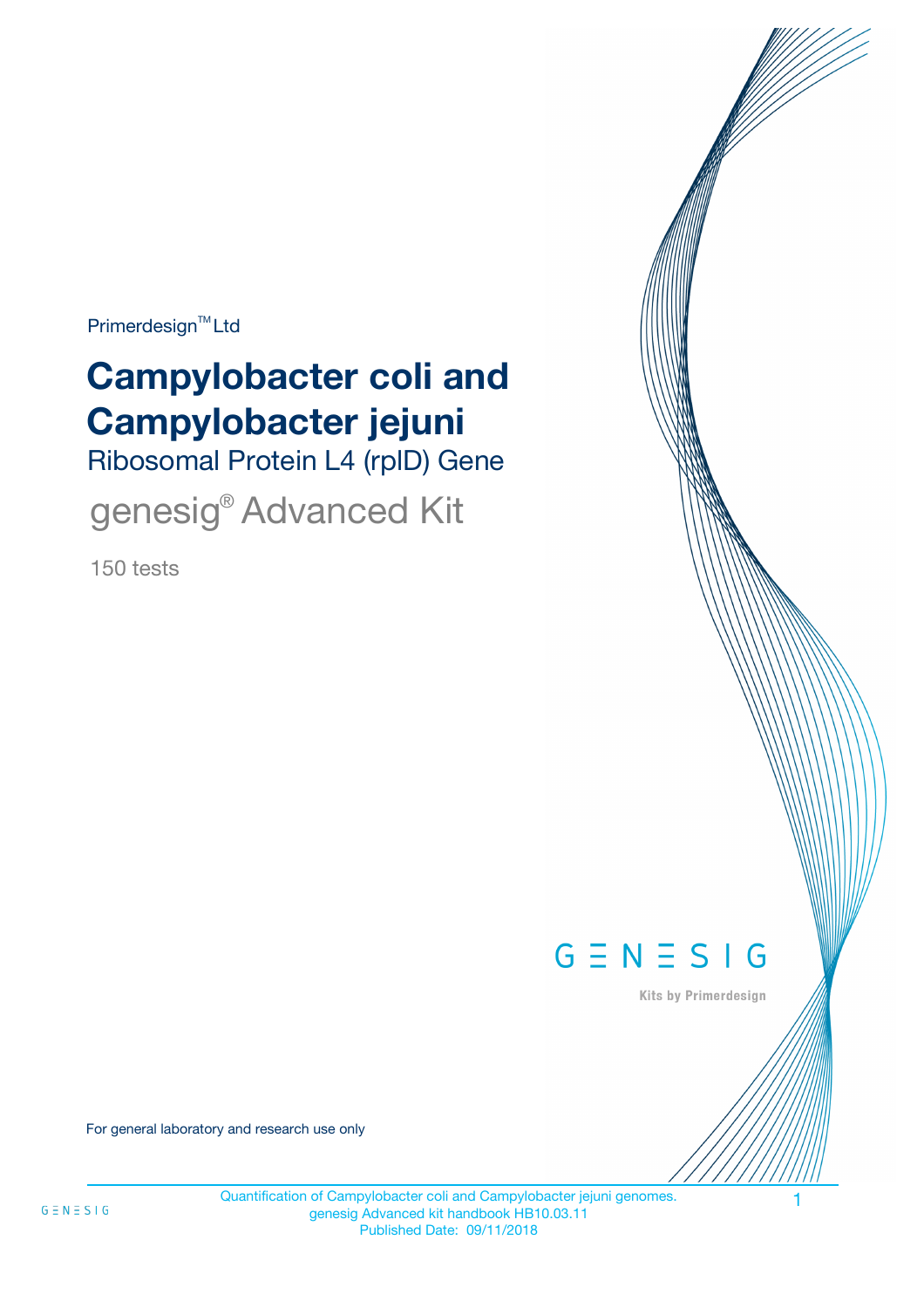Primerdesign™ Ltd

# Campylobacter coli and Campylobacter jejuni

## Ribosomal Protein L4 (rplD) Gene

## genesig® Advanced Kit

150 tests

GENESIG

Kits by Primerdesign

For general laboratory and research use only

Quantification of Campylobacter coli and Campylobacter jejuni genomes.
genesig Advanced kit handbook HB10.03.11
Published Date: 09/11/2018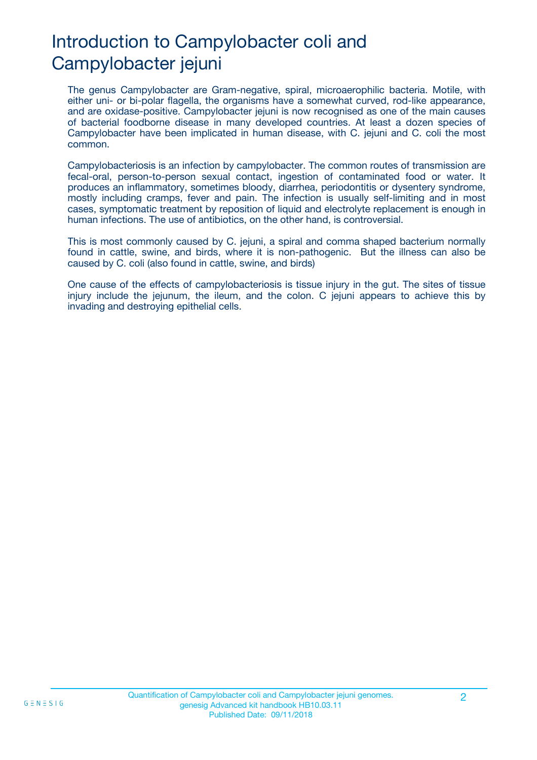# Introduction to Campylobacter coli and Campylobacter jejuni

The genus Campylobacter are Gram-negative, spiral, microaerophilic bacteria. Motile, with either uni- or bi-polar flagella, the organisms have a somewhat curved, rod-like appearance, and are oxidase-positive. Campylobacter jejuni is now recognised as one of the main causes of bacterial foodborne disease in many developed countries. At least a dozen species of Campylobacter have been implicated in human disease, with C. jejuni and C. coli the most common.

Campylobacteriosis is an infection by campylobacter. The common routes of transmission are fecal-oral, person-to-person sexual contact, ingestion of contaminated food or water. It produces an inflammatory, sometimes bloody, diarrhea, periodontitis or dysentery syndrome, mostly including cramps, fever and pain. The infection is usually self-limiting and in most cases, symptomatic treatment by reposition of liquid and electrolyte replacement is enough in human infections. The use of antibiotics, on the other hand, is controversial.

This is most commonly caused by C. jejuni, a spiral and comma shaped bacterium normally found in cattle, swine, and birds, where it is non-pathogenic. But the illness can also be caused by C. coli (also found in cattle, swine, and birds)

One cause of the effects of campylobacteriosis is tissue injury in the gut. The sites of tissue injury include the jejunum, the ileum, and the colon. C jejuni appears to achieve this by invading and destroying epithelial cells.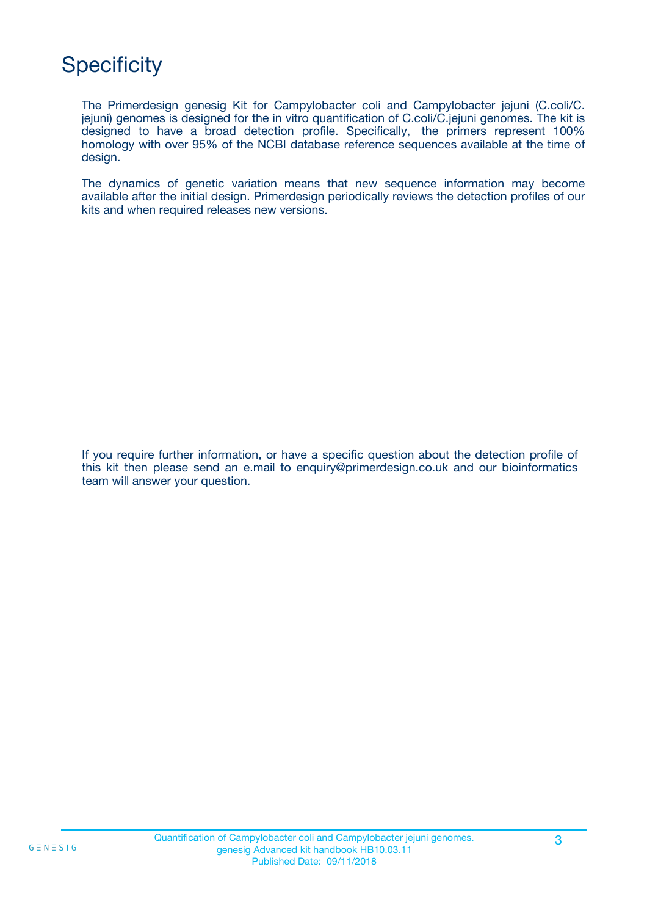# Specificity

The Primerdesign genesig Kit for Campylobacter coli and Campylobacter jejuni (C.coli/C. jejuni) genomes is designed for the in vitro quantification of C.coli/C.jejuni genomes. The kit is designed to have a broad detection profile. Specifically, the primers represent 100% homology with over 95% of the NCBI database reference sequences available at the time of design.

The dynamics of genetic variation means that new sequence information may become available after the initial design. Primerdesign periodically reviews the detection profiles of our kits and when required releases new versions.

If you require further information, or have a specific question about the detection profile of this kit then please send an e.mail to enquiry@primerdesign.co.uk and our bioinformatics team will answer your question.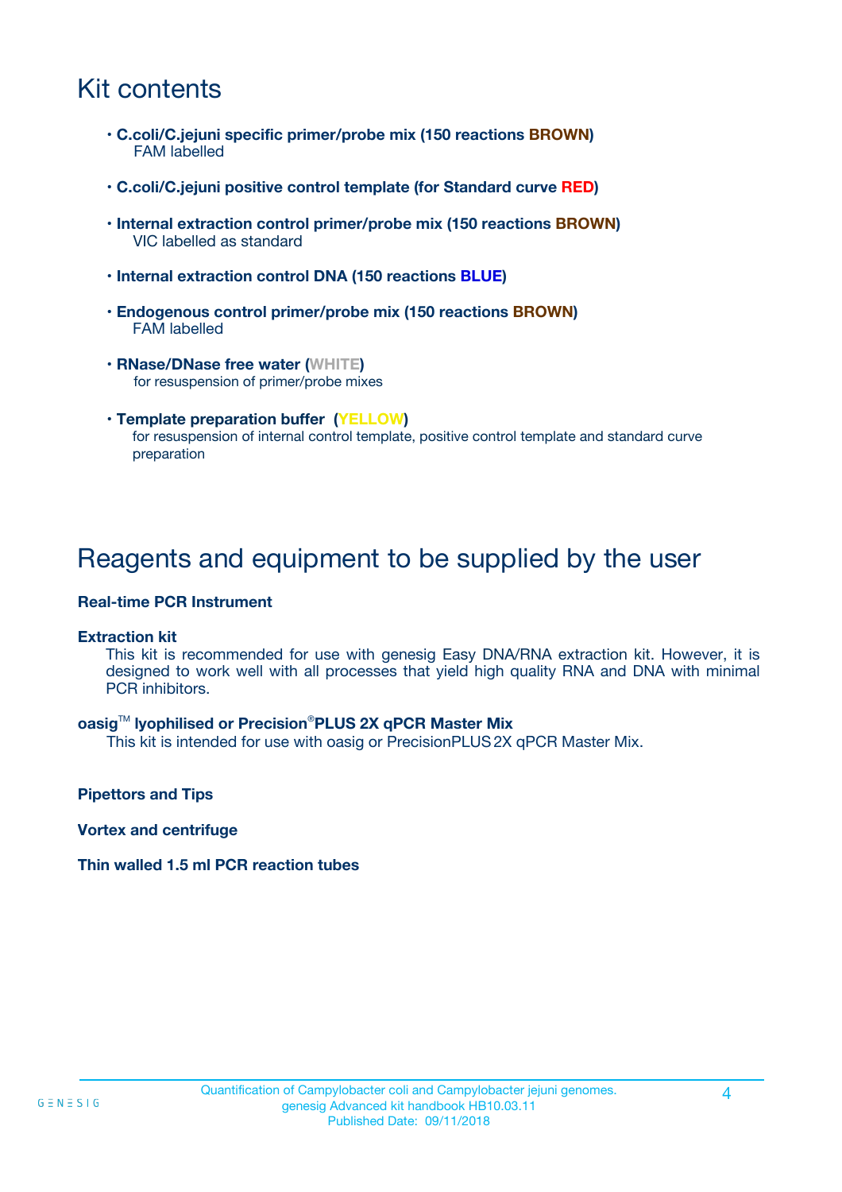# Kit contents

- **C.coli/C.jejuni specific primer/probe mix (150 reactions BROWN)**
  FAM labelled
- **C.coli/C.jejuni positive control template (for Standard curve RED)**
- **Internal extraction control primer/probe mix (150 reactions BROWN)**
  VIC labelled as standard
- **Internal extraction control DNA (150 reactions BLUE)**
- **Endogenous control primer/probe mix (150 reactions BROWN)**
  FAM labelled
- **RNase/DNase free water (WHITE)**
  for resuspension of primer/probe mixes
- **Template preparation buffer (YELLOW)**
  for resuspension of internal control template, positive control template and standard curve preparation

# Reagents and equipment to be supplied by the user

**Real-time PCR Instrument**

**Extraction kit**
This kit is recommended for use with genesig Easy DNA/RNA extraction kit. However, it is designed to work well with all processes that yield high quality RNA and DNA with minimal PCR inhibitors.

**oasig™ lyophilised or Precision®PLUS 2X qPCR Master Mix**
This kit is intended for use with oasig or PrecisionPLUS 2X qPCR Master Mix.

**Pipettors and Tips**

**Vortex and centrifuge**

**Thin walled 1.5 ml PCR reaction tubes**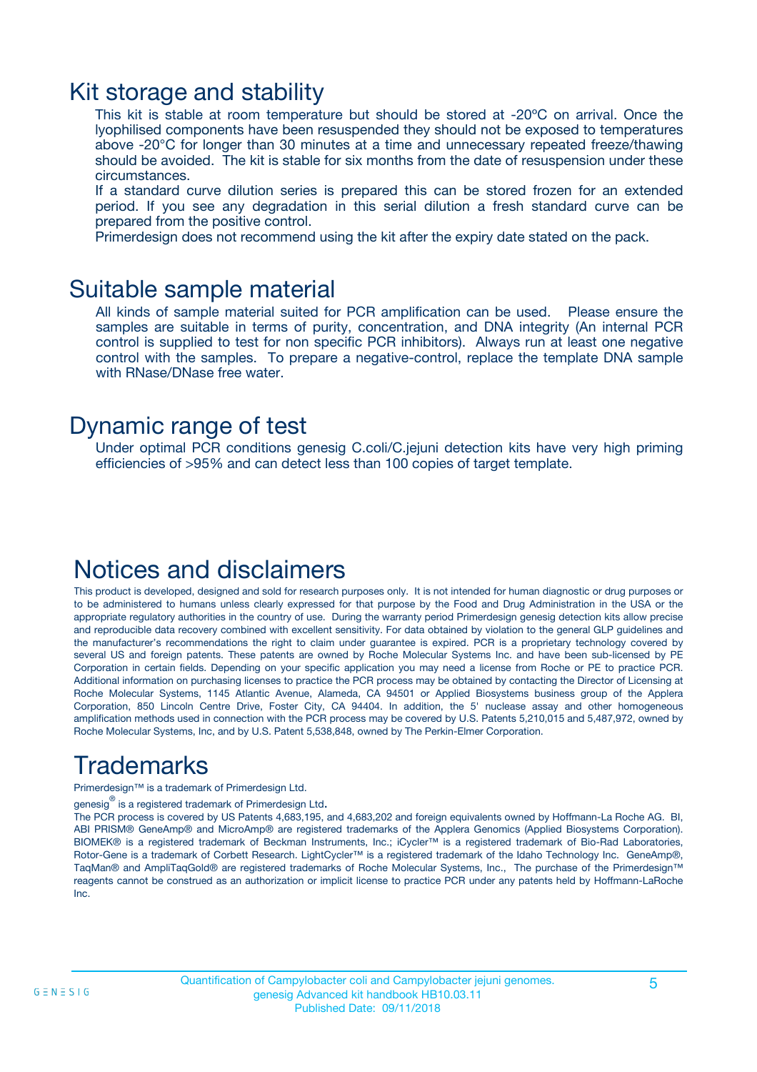## Kit storage and stability

This kit is stable at room temperature but should be stored at -20ºC on arrival. Once the lyophilised components have been resuspended they should not be exposed to temperatures above -20°C for longer than 30 minutes at a time and unnecessary repeated freeze/thawing should be avoided. The kit is stable for six months from the date of resuspension under these circumstances.

If a standard curve dilution series is prepared this can be stored frozen for an extended period. If you see any degradation in this serial dilution a fresh standard curve can be prepared from the positive control.

Primerdesign does not recommend using the kit after the expiry date stated on the pack.

## Suitable sample material

All kinds of sample material suited for PCR amplification can be used. Please ensure the samples are suitable in terms of purity, concentration, and DNA integrity (An internal PCR control is supplied to test for non specific PCR inhibitors). Always run at least one negative control with the samples. To prepare a negative-control, replace the template DNA sample with RNase/DNase free water.

## Dynamic range of test

Under optimal PCR conditions genesig C.coli/C.jejuni detection kits have very high priming efficiencies of >95% and can detect less than 100 copies of target template.

## Notices and disclaimers

This product is developed, designed and sold for research purposes only. It is not intended for human diagnostic or drug purposes or to be administered to humans unless clearly expressed for that purpose by the Food and Drug Administration in the USA or the appropriate regulatory authorities in the country of use. During the warranty period Primerdesign genesig detection kits allow precise and reproducible data recovery combined with excellent sensitivity. For data obtained by violation to the general GLP guidelines and the manufacturer's recommendations the right to claim under guarantee is expired. PCR is a proprietary technology covered by several US and foreign patents. These patents are owned by Roche Molecular Systems Inc. and have been sub-licensed by PE Corporation in certain fields. Depending on your specific application you may need a license from Roche or PE to practice PCR. Additional information on purchasing licenses to practice the PCR process may be obtained by contacting the Director of Licensing at Roche Molecular Systems, 1145 Atlantic Avenue, Alameda, CA 94501 or Applied Biosystems business group of the Applera Corporation, 850 Lincoln Centre Drive, Foster City, CA 94404. In addition, the 5' nuclease assay and other homogeneous amplification methods used in connection with the PCR process may be covered by U.S. Patents 5,210,015 and 5,487,972, owned by Roche Molecular Systems, Inc, and by U.S. Patent 5,538,848, owned by The Perkin-Elmer Corporation.

## Trademarks

Primerdesign™ is a trademark of Primerdesign Ltd.

genesig® is a registered trademark of Primerdesign Ltd.

The PCR process is covered by US Patents 4,683,195, and 4,683,202 and foreign equivalents owned by Hoffmann-La Roche AG. BI, ABI PRISM® GeneAmp® and MicroAmp® are registered trademarks of the Applera Genomics (Applied Biosystems Corporation). BIOMEK® is a registered trademark of Beckman Instruments, Inc.; iCycler™ is a registered trademark of Bio-Rad Laboratories, Rotor-Gene is a trademark of Corbett Research. LightCycler™ is a registered trademark of the Idaho Technology Inc. GeneAmp®, TaqMan® and AmpliTaqGold® are registered trademarks of Roche Molecular Systems, Inc., The purchase of the Primerdesign™ reagents cannot be construed as an authorization or implicit license to practice PCR under any patents held by Hoffmann-LaRoche Inc.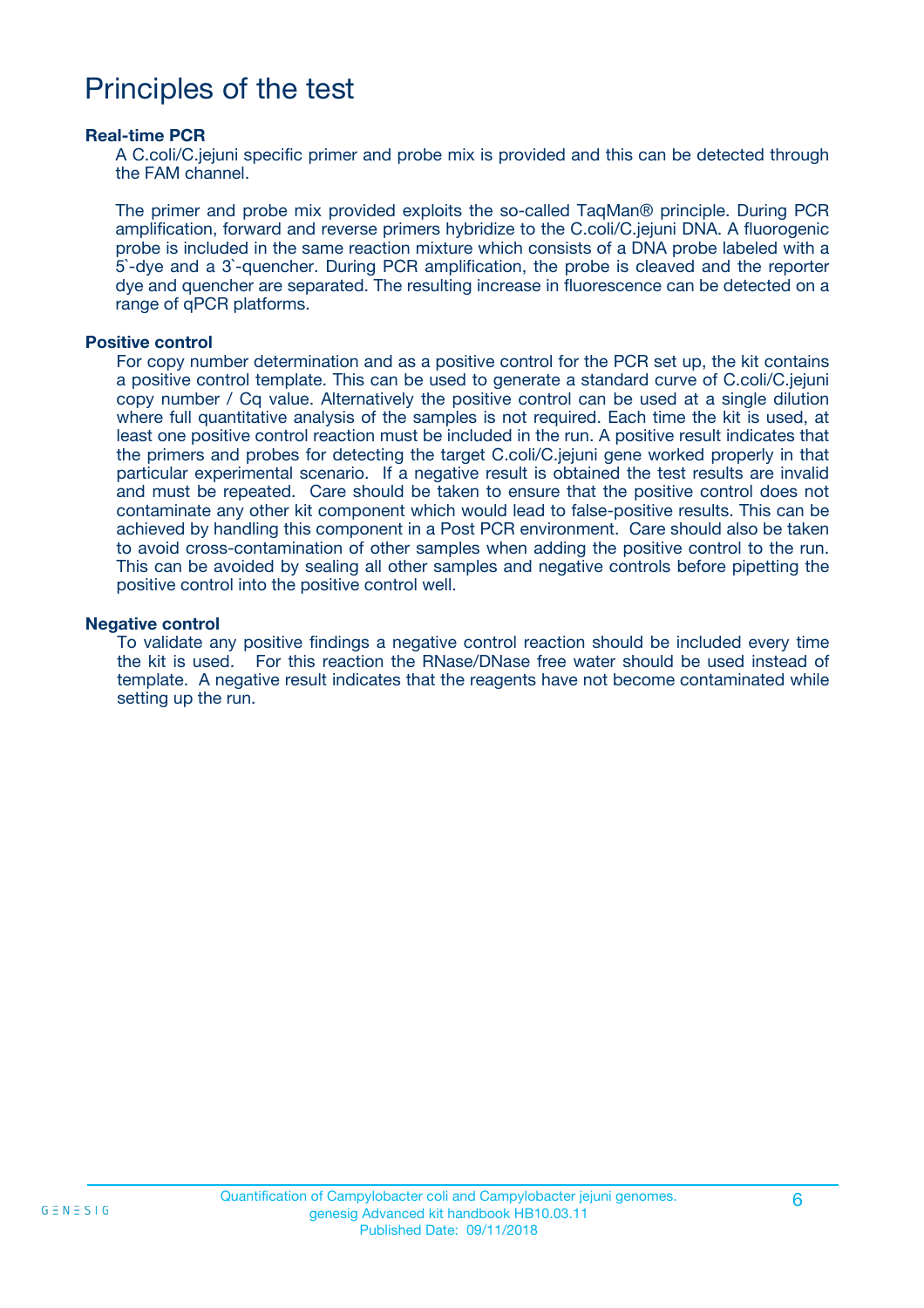# Principles of the test

**Real-time PCR**

A C.coli/C.jejuni specific primer and probe mix is provided and this can be detected through the FAM channel.

The primer and probe mix provided exploits the so-called TaqMan® principle. During PCR amplification, forward and reverse primers hybridize to the C.coli/C.jejuni DNA. A fluorogenic probe is included in the same reaction mixture which consists of a DNA probe labeled with a 5`-dye and a 3`-quencher. During PCR amplification, the probe is cleaved and the reporter dye and quencher are separated. The resulting increase in fluorescence can be detected on a range of qPCR platforms.

**Positive control**

For copy number determination and as a positive control for the PCR set up, the kit contains a positive control template. This can be used to generate a standard curve of C.coli/C.jejuni copy number / Cq value. Alternatively the positive control can be used at a single dilution where full quantitative analysis of the samples is not required. Each time the kit is used, at least one positive control reaction must be included in the run. A positive result indicates that the primers and probes for detecting the target C.coli/C.jejuni gene worked properly in that particular experimental scenario. If a negative result is obtained the test results are invalid and must be repeated. Care should be taken to ensure that the positive control does not contaminate any other kit component which would lead to false-positive results. This can be achieved by handling this component in a Post PCR environment. Care should also be taken to avoid cross-contamination of other samples when adding the positive control to the run. This can be avoided by sealing all other samples and negative controls before pipetting the positive control into the positive control well.

**Negative control**

To validate any positive findings a negative control reaction should be included every time the kit is used. For this reaction the RNase/DNase free water should be used instead of template. A negative result indicates that the reagents have not become contaminated while setting up the run.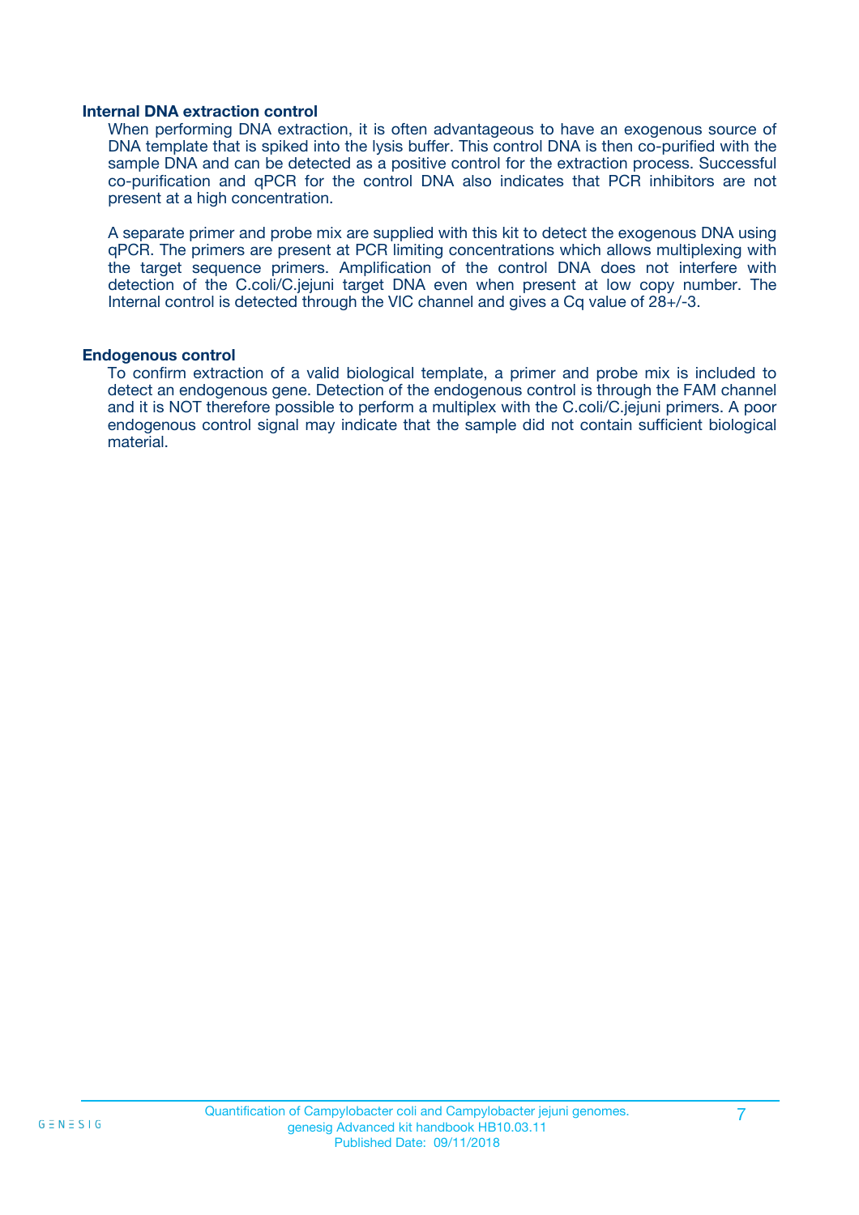### Internal DNA extraction control

When performing DNA extraction, it is often advantageous to have an exogenous source of DNA template that is spiked into the lysis buffer. This control DNA is then co-purified with the sample DNA and can be detected as a positive control for the extraction process. Successful co-purification and qPCR for the control DNA also indicates that PCR inhibitors are not present at a high concentration.

A separate primer and probe mix are supplied with this kit to detect the exogenous DNA using qPCR. The primers are present at PCR limiting concentrations which allows multiplexing with the target sequence primers. Amplification of the control DNA does not interfere with detection of the C.coli/C.jejuni target DNA even when present at low copy number. The Internal control is detected through the VIC channel and gives a Cq value of 28+/-3.

### Endogenous control

To confirm extraction of a valid biological template, a primer and probe mix is included to detect an endogenous gene. Detection of the endogenous control is through the FAM channel and it is NOT therefore possible to perform a multiplex with the C.coli/C.jejuni primers. A poor endogenous control signal may indicate that the sample did not contain sufficient biological material.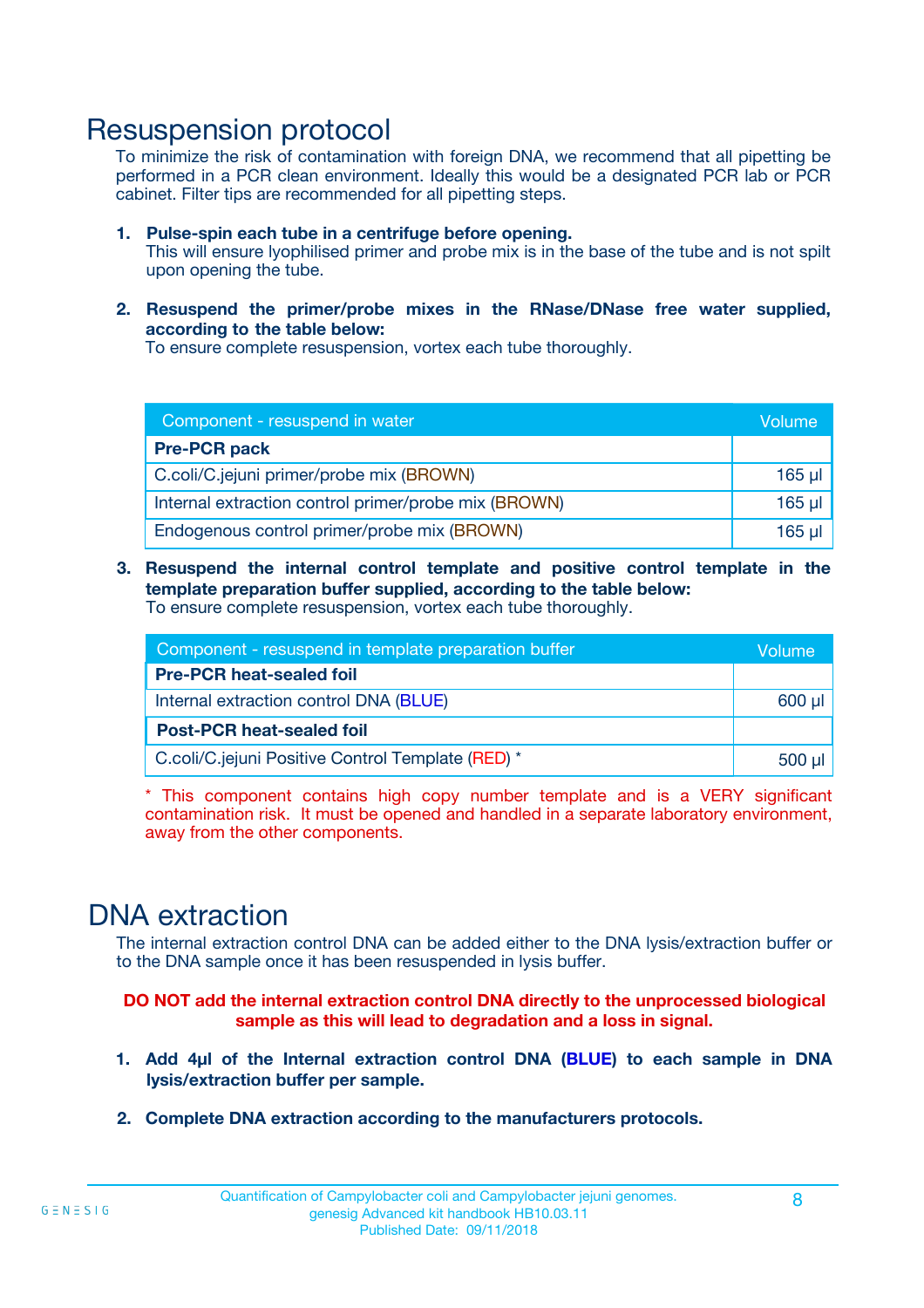## Resuspension protocol

To minimize the risk of contamination with foreign DNA, we recommend that all pipetting be performed in a PCR clean environment. Ideally this would be a designated PCR lab or PCR cabinet. Filter tips are recommended for all pipetting steps.

1. **Pulse-spin each tube in a centrifuge before opening.**
   This will ensure lyophilised primer and probe mix is in the base of the tube and is not spilt upon opening the tube.

2. **Resuspend the primer/probe mixes in the RNase/DNase free water supplied, according to the table below:**
   To ensure complete resuspension, vortex each tube thoroughly.

| Component - resuspend in water | Volume |
|---|---|
| **Pre-PCR pack** | |
| C.coli/C.jejuni primer/probe mix (BROWN) | 165 µl |
| Internal extraction control primer/probe mix (BROWN) | 165 µl |
| Endogenous control primer/probe mix (BROWN) | 165 µl |

3. **Resuspend the internal control template and positive control template in the template preparation buffer supplied, according to the table below:**
   To ensure complete resuspension, vortex each tube thoroughly.

| Component - resuspend in template preparation buffer | Volume |
|---|---|
| **Pre-PCR heat-sealed foil** | |
| Internal extraction control DNA (BLUE) | 600 µl |
| **Post-PCR heat-sealed foil** | |
| C.coli/C.jejuni Positive Control Template (RED) * | 500 µl |

\* This component contains high copy number template and is a VERY significant contamination risk. It must be opened and handled in a separate laboratory environment, away from the other components.

## DNA extraction

The internal extraction control DNA can be added either to the DNA lysis/extraction buffer or to the DNA sample once it has been resuspended in lysis buffer.

**DO NOT add the internal extraction control DNA directly to the unprocessed biological sample as this will lead to degradation and a loss in signal.**

1. **Add 4µl of the Internal extraction control DNA (BLUE) to each sample in DNA lysis/extraction buffer per sample.**

2. **Complete DNA extraction according to the manufacturers protocols.**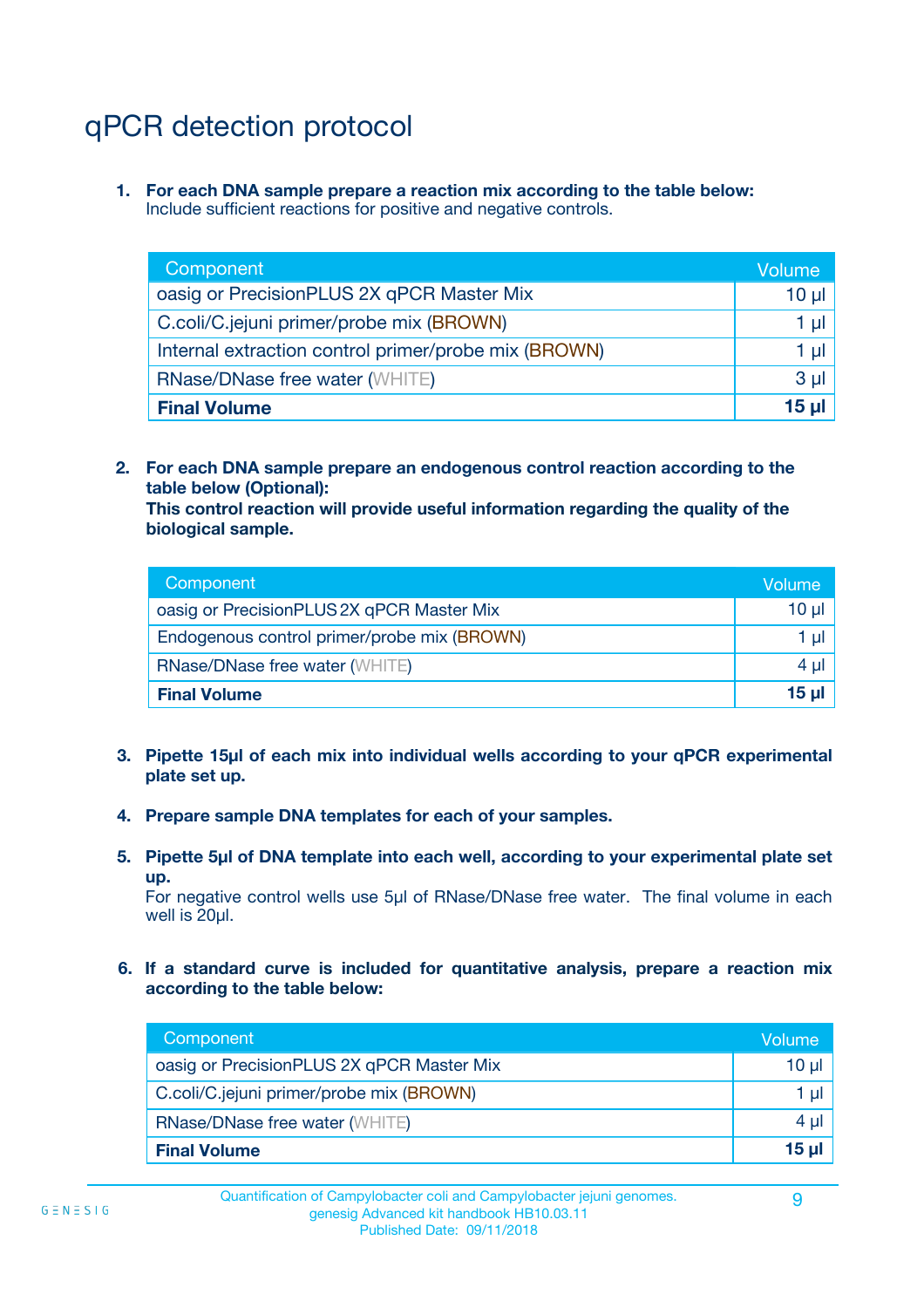# qPCR detection protocol

1. **For each DNA sample prepare a reaction mix according to the table below:**
   Include sufficient reactions for positive and negative controls.

| Component | Volume |
|---|---|
| oasig or PrecisionPLUS 2X qPCR Master Mix | 10 µl |
| C.coli/C.jejuni primer/probe mix (BROWN) | 1 µl |
| Internal extraction control primer/probe mix (BROWN) | 1 µl |
| RNase/DNase free water (WHITE) | 3 µl |
| **Final Volume** | **15 µl** |

2. **For each DNA sample prepare an endogenous control reaction according to the table below (Optional):**
   **This control reaction will provide useful information regarding the quality of the biological sample.**

| Component | Volume |
|---|---|
| oasig or PrecisionPLUS 2X qPCR Master Mix | 10 µl |
| Endogenous control primer/probe mix (BROWN) | 1 µl |
| RNase/DNase free water (WHITE) | 4 µl |
| **Final Volume** | **15 µl** |

3. **Pipette 15µl of each mix into individual wells according to your qPCR experimental plate set up.**

4. **Prepare sample DNA templates for each of your samples.**

5. **Pipette 5µl of DNA template into each well, according to your experimental plate set up.**
   For negative control wells use 5µl of RNase/DNase free water. The final volume in each well is 20µl.

6. **If a standard curve is included for quantitative analysis, prepare a reaction mix according to the table below:**

| Component | Volume |
|---|---|
| oasig or PrecisionPLUS 2X qPCR Master Mix | 10 µl |
| C.coli/C.jejuni primer/probe mix (BROWN) | 1 µl |
| RNase/DNase free water (WHITE) | 4 µl |
| **Final Volume** | **15 µl** |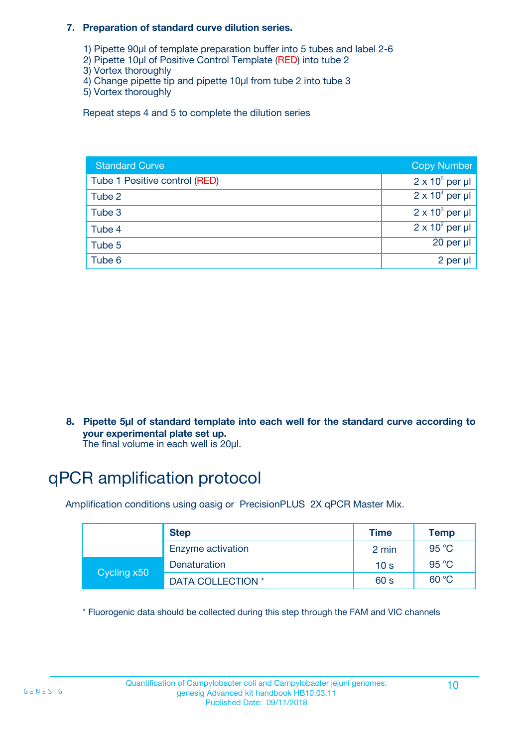**7. Preparation of standard curve dilution series.**

1) Pipette 90µl of template preparation buffer into 5 tubes and label 2-6
2) Pipette 10µl of Positive Control Template (RED) into tube 2
3) Vortex thoroughly
4) Change pipette tip and pipette 10µl from tube 2 into tube 3
5) Vortex thoroughly

Repeat steps 4 and 5 to complete the dilution series

| Standard Curve | Copy Number |
|---|---|
| Tube 1 Positive control (RED) | $2 \times 10^5$ per µl |
| Tube 2 | $2 \times 10^4$ per µl |
| Tube 3 | $2 \times 10^3$ per µl |
| Tube 4 | $2 \times 10^2$ per µl |
| Tube 5 | 20 per µl |
| Tube 6 | 2 per µl |

**8. Pipette 5µl of standard template into each well for the standard curve according to your experimental plate set up.**
The final volume in each well is 20µl.

# qPCR amplification protocol

Amplification conditions using oasig or PrecisionPLUS 2X qPCR Master Mix.

| | Step | Time | Temp |
|---|---|---|---|
| | Enzyme activation | 2 min | 95 °C |
| Cycling x50 | Denaturation | 10 s | 95 °C |
| | DATA COLLECTION * | 60 s | 60 °C |

* Fluorogenic data should be collected during this step through the FAM and VIC channels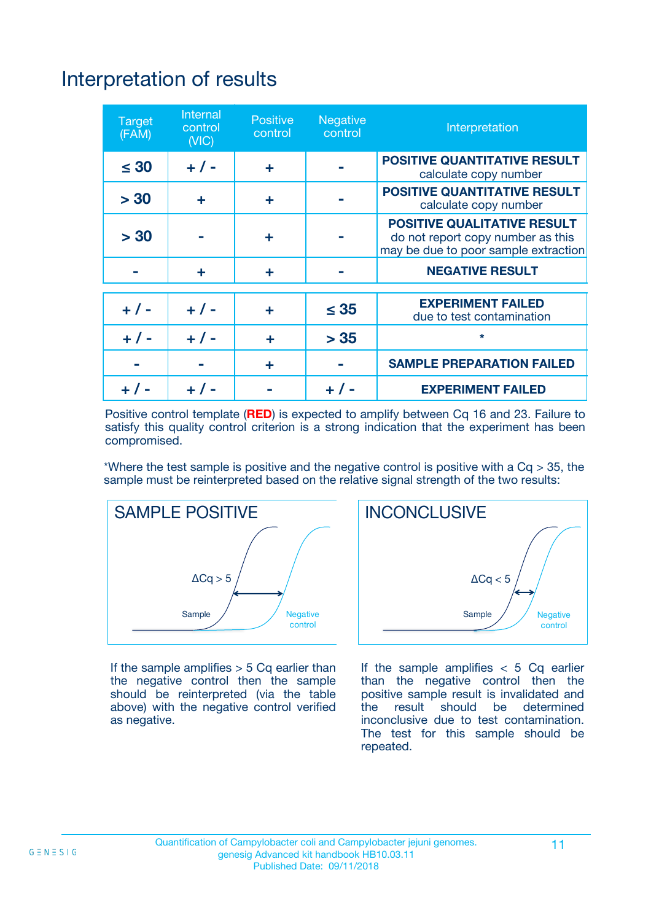# Interpretation of results

| Target (FAM) | Internal control (VIC) | Positive control | Negative control | Interpretation |
|---|---|---|---|---|
| ≤ 30 | + / - | + | - | **POSITIVE QUANTITATIVE RESULT** calculate copy number |
| > 30 | + | + | - | **POSITIVE QUANTITATIVE RESULT** calculate copy number |
| > 30 | - | + | - | **POSITIVE QUALITATIVE RESULT** do not report copy number as this may be due to poor sample extraction |
| - | + | + | - | **NEGATIVE RESULT** |
| + / - | + / - | + | ≤ 35 | **EXPERIMENT FAILED** due to test contamination |
| + / - | + / - | + | > 35 | * |
| - | - | + | - | **SAMPLE PREPARATION FAILED** |
| + / - | + / - | - | + / - | **EXPERIMENT FAILED** |

Positive control template (**RED**) is expected to amplify between Cq 16 and 23. Failure to satisfy this quality control criterion is a strong indication that the experiment has been compromised.

*Where the test sample is positive and the negative control is positive with a Cq > 35, the sample must be reinterpreted based on the relative signal strength of the two results:

**SAMPLE POSITIVE**

ΔCq > 5

Sample — Negative control

If the sample amplifies > 5 Cq earlier than the negative control then the sample should be reinterpreted (via the table above) with the negative control verified as negative.

**INCONCLUSIVE**

ΔCq < 5

Sample — Negative control

If the sample amplifies < 5 Cq earlier than the negative control then the positive sample result is invalidated and the result should be determined inconclusive due to test contamination. The test for this sample should be repeated.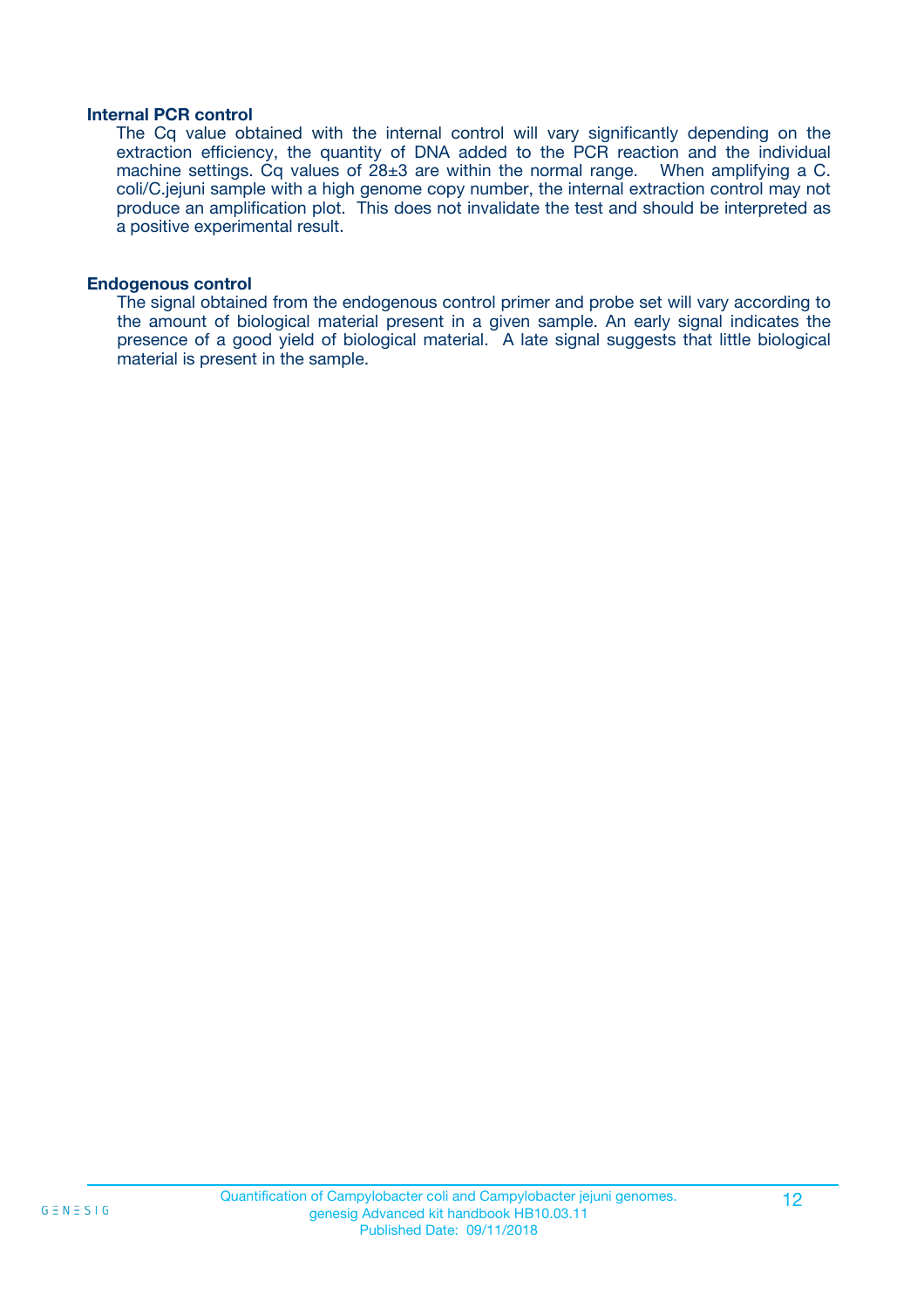### Internal PCR control

The Cq value obtained with the internal control will vary significantly depending on the extraction efficiency, the quantity of DNA added to the PCR reaction and the individual machine settings. Cq values of 28±3 are within the normal range. When amplifying a C. coli/C.jejuni sample with a high genome copy number, the internal extraction control may not produce an amplification plot. This does not invalidate the test and should be interpreted as a positive experimental result.

### Endogenous control

The signal obtained from the endogenous control primer and probe set will vary according to the amount of biological material present in a given sample. An early signal indicates the presence of a good yield of biological material. A late signal suggests that little biological material is present in the sample.